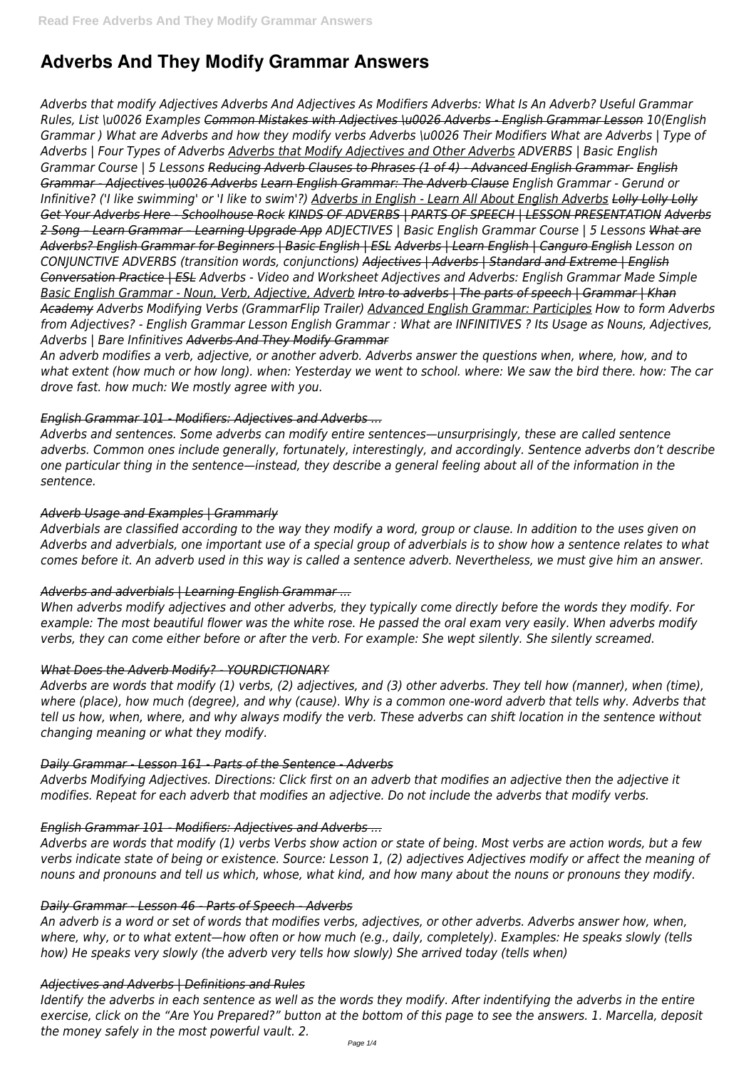# Adverbs And They Modify Grammar Answers

*Adverbs that modify Adjectives Adverbs And Adjectives As Modifiers Adverbs: What Is An Adverb? Useful Grammar Rules, List \u0026 Examples Common Mistakes with Adjectives \u0026 Adverbs - English Grammar Lesson 10(English Grammar ) What are Adverbs and how they modify verbs Adverbs \u0026 Their Modifiers What are Adverbs | Type of Adverbs | Four Types of Adverbs Adverbs that Modify Adjectives and Other Adverbs ADVERBS | Basic English Grammar Course | 5 Lessons Reducing Adverb Clauses to Phrases (1 of 4) - Advanced English Grammar- English Grammar - Adjectives \u0026 Adverbs Learn English Grammar: The Adverb Clause English Grammar - Gerund or Infinitive? ('I like swimming' or 'I like to swim'?) Adverbs in English - Learn All About English Adverbs Lolly Lolly Lolly Get Your Adverbs Here - Schoolhouse Rock KINDS OF ADVERBS | PARTS OF SPEECH | LESSON PRESENTATION Adverbs 2 Song – Learn Grammar – Learning Upgrade App ADJECTIVES | Basic English Grammar Course | 5 Lessons What are Adverbs? English Grammar for Beginners | Basic English | ESL Adverbs | Learn English | Canguro English Lesson on CONJUNCTIVE ADVERBS (transition words, conjunctions) Adjectives | Adverbs | Standard and Extreme | English Conversation Practice | ESL Adverbs - Video and Worksheet Adjectives and Adverbs: English Grammar Made Simple Basic English Grammar - Noun, Verb, Adjective, Adverb Intro to adverbs | The parts of speech | Grammar | Khan Academy Adverbs Modifying Verbs (GrammarFlip Trailer) Advanced English Grammar: Participles How to form Adverbs from Adjectives? - English Grammar Lesson English Grammar : What are INFINITIVES ? Its Usage as Nouns, Adjectives, Adverbs | Bare Infinitives Adverbs And They Modify Grammar*

*An adverb modifies a verb, adjective, or another adverb. Adverbs answer the questions when, where, how, and to what extent (how much or how long). when: Yesterday we went to school. where: We saw the bird there. how: The car drove fast. how much: We mostly agree with you.*

*English Grammar 101 - Modifiers: Adjectives and Adverbs ...*

*Adverbs and sentences. Some adverbs can modify entire sentences—unsurprisingly, these are called sentence adverbs. Common ones include generally, fortunately, interestingly, and accordingly. Sentence adverbs don't describe one particular thing in the sentence—instead, they describe a general feeling about all of the information in the sentence.*

*Adverb Usage and Examples | Grammarly*

*Adverbials are classified according to the way they modify a word, group or clause. In addition to the uses given on Adverbs and adverbials, one important use of a special group of adverbials is to show how a sentence relates to what comes before it. An adverb used in this way is called a sentence adverb. Nevertheless, we must give him an answer.*

*Adverbs and adverbials | Learning English Grammar ...*

*When adverbs modify adjectives and other adverbs, they typically come directly before the words they modify. For example: The most beautiful flower was the white rose. He passed the oral exam very easily. When adverbs modify verbs, they can come either before or after the verb. For example: She wept silently. She silently screamed.*

*What Does the Adverb Modify? - YOURDICTIONARY*

*Adverbs are words that modify (1) verbs, (2) adjectives, and (3) other adverbs. They tell how (manner), when (time), where (place), how much (degree), and why (cause). Why is a common one-word adverb that tells why. Adverbs that tell us how, when, where, and why always modify the verb. These adverbs can shift location in the sentence without changing meaning or what they modify.*

*Daily Grammar - Lesson 161 - Parts of the Sentence - Adverbs*

*Adverbs Modifying Adjectives. Directions: Click first on an adverb that modifies an adjective then the adjective it modifies. Repeat for each adverb that modifies an adjective. Do not include the adverbs that modify verbs.*

*English Grammar 101 - Modifiers: Adjectives and Adverbs ...*

*Adverbs are words that modify (1) verbs Verbs show action or state of being. Most verbs are action words, but a few verbs indicate state of being or existence. Source: Lesson 1, (2) adjectives Adjectives modify or affect the meaning of nouns and pronouns and tell us which, whose, what kind, and how many about the nouns or pronouns they modify.*

*Daily Grammar - Lesson 46 - Parts of Speech - Adverbs*

*An adverb is a word or set of words that modifies verbs, adjectives, or other adverbs. Adverbs answer how, when, where, why, or to what extent—how often or how much (e.g., daily, completely). Examples: He speaks slowly (tells how) He speaks very slowly (the adverb very tells how slowly) She arrived today (tells when)*

*Adjectives and Adverbs | Definitions and Rules*

*Identify the adverbs in each sentence as well as the words they modify. After indentifying the adverbs in the entire exercise, click on the "Are You Prepared?" button at the bottom of this page to see the answers. 1. Marcella, deposit the money safely in the most powerful vault. 2.*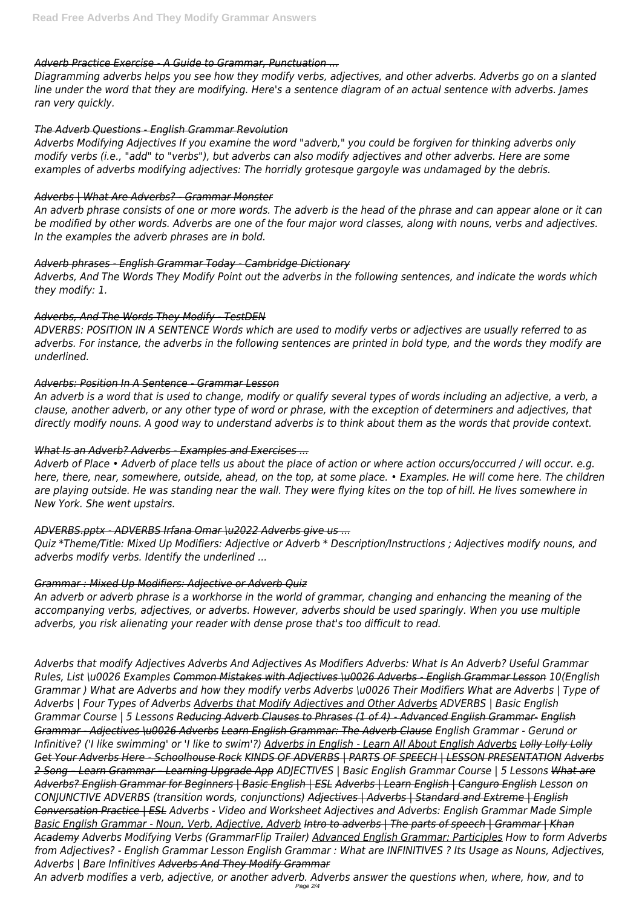*Adverb Practice Exercise - A Guide to Grammar, Punctuation ...*

*Diagramming adverbs helps you see how they modify verbs, adjectives, and other adverbs. Adverbs go on a slanted line under the word that they are modifying. Here's a sentence diagram of an actual sentence with adverbs. James ran very quickly.*

*The Adverb Questions - English Grammar Revolution*

*Adverbs Modifying Adjectives If you examine the word "adverb," you could be forgiven for thinking adverbs only modify verbs (i.e., "add" to "verbs"), but adverbs can also modify adjectives and other adverbs. Here are some examples of adverbs modifying adjectives: The horridly grotesque gargoyle was undamaged by the debris.*

*Adverbs | What Are Adverbs? - Grammar Monster*

*An adverb phrase consists of one or more words. The adverb is the head of the phrase and can appear alone or it can be modified by other words. Adverbs are one of the four major word classes, along with nouns, verbs and adjectives. In the examples the adverb phrases are in bold.*

*Adverb phrases - English Grammar Today - Cambridge Dictionary*

*Adverbs, And The Words They Modify Point out the adverbs in the following sentences, and indicate the words which they modify: 1.*

*Adverbs, And The Words They Modify - TestDEN*

*ADVERBS: POSITION IN A SENTENCE Words which are used to modify verbs or adjectives are usually referred to as adverbs. For instance, the adverbs in the following sentences are printed in bold type, and the words they modify are underlined.*

*Adverbs: Position In A Sentence - Grammar Lesson*

*An adverb is a word that is used to change, modify or qualify several types of words including an adjective, a verb, a clause, another adverb, or any other type of word or phrase, with the exception of determiners and adjectives, that directly modify nouns. A good way to understand adverbs is to think about them as the words that provide context.*

*What Is an Adverb? Adverbs - Examples and Exercises ...*

*Adverb of Place • Adverb of place tells us about the place of action or where action occurs/occurred / will occur. e.g. here, there, near, somewhere, outside, ahead, on the top, at some place. • Examples. He will come here. The children are playing outside. He was standing near the wall. They were flying kites on the top of hill. He lives somewhere in New York. She went upstairs.*

*ADVERBS.pptx - ADVERBS Irfana Omar \u2022 Adverbs give us ...*

*Quiz *Theme/Title: Mixed Up Modifiers: Adjective or Adverb * Description/Instructions ; Adjectives modify nouns, and adverbs modify verbs. Identify the underlined ...*

*Grammar : Mixed Up Modifiers: Adjective or Adverb Quiz*

*An adverb or adverb phrase is a workhorse in the world of grammar, changing and enhancing the meaning of the accompanying verbs, adjectives, or adverbs. However, adverbs should be used sparingly. When you use multiple adverbs, you risk alienating your reader with dense prose that's too difficult to read.*

*Adverbs that modify Adjectives Adverbs And Adjectives As Modifiers Adverbs: What Is An Adverb? Useful Grammar Rules, List \u0026 Examples Common Mistakes with Adjectives \u0026 Adverbs - English Grammar Lesson 10(English Grammar ) What are Adverbs and how they modify verbs Adverbs \u0026 Their Modifiers What are Adverbs | Type of Adverbs | Four Types of Adverbs Adverbs that Modify Adjectives and Other Adverbs ADVERBS | Basic English Grammar Course | 5 Lessons Reducing Adverb Clauses to Phrases (1 of 4) - Advanced English Grammar- English Grammar - Adjectives \u0026 Adverbs Learn English Grammar: The Adverb Clause English Grammar - Gerund or Infinitive? ('I like swimming' or 'I like to swim'?) Adverbs in English - Learn All About English Adverbs Lolly Lolly Lolly Get Your Adverbs Here - Schoolhouse Rock KINDS OF ADVERBS | PARTS OF SPEECH | LESSON PRESENTATION Adverbs 2 Song – Learn Grammar – Learning Upgrade App ADJECTIVES | Basic English Grammar Course | 5 Lessons What are Adverbs? English Grammar for Beginners | Basic English | ESL Adverbs | Learn English | Canguro English Lesson on CONJUNCTIVE ADVERBS (transition words, conjunctions) Adjectives | Adverbs | Standard and Extreme | English Conversation Practice | ESL Adverbs - Video and Worksheet Adjectives and Adverbs: English Grammar Made Simple Basic English Grammar - Noun, Verb, Adjective, Adverb Intro to adverbs | The parts of speech | Grammar | Khan Academy Adverbs Modifying Verbs (GrammarFlip Trailer) Advanced English Grammar: Participles How to form Adverbs from Adjectives? - English Grammar Lesson English Grammar : What are INFINITIVES ? Its Usage as Nouns, Adjectives, Adverbs | Bare Infinitives Adverbs And They Modify Grammar*

*An adverb modifies a verb, adjective, or another adverb. Adverbs answer the questions when, where, how, and to*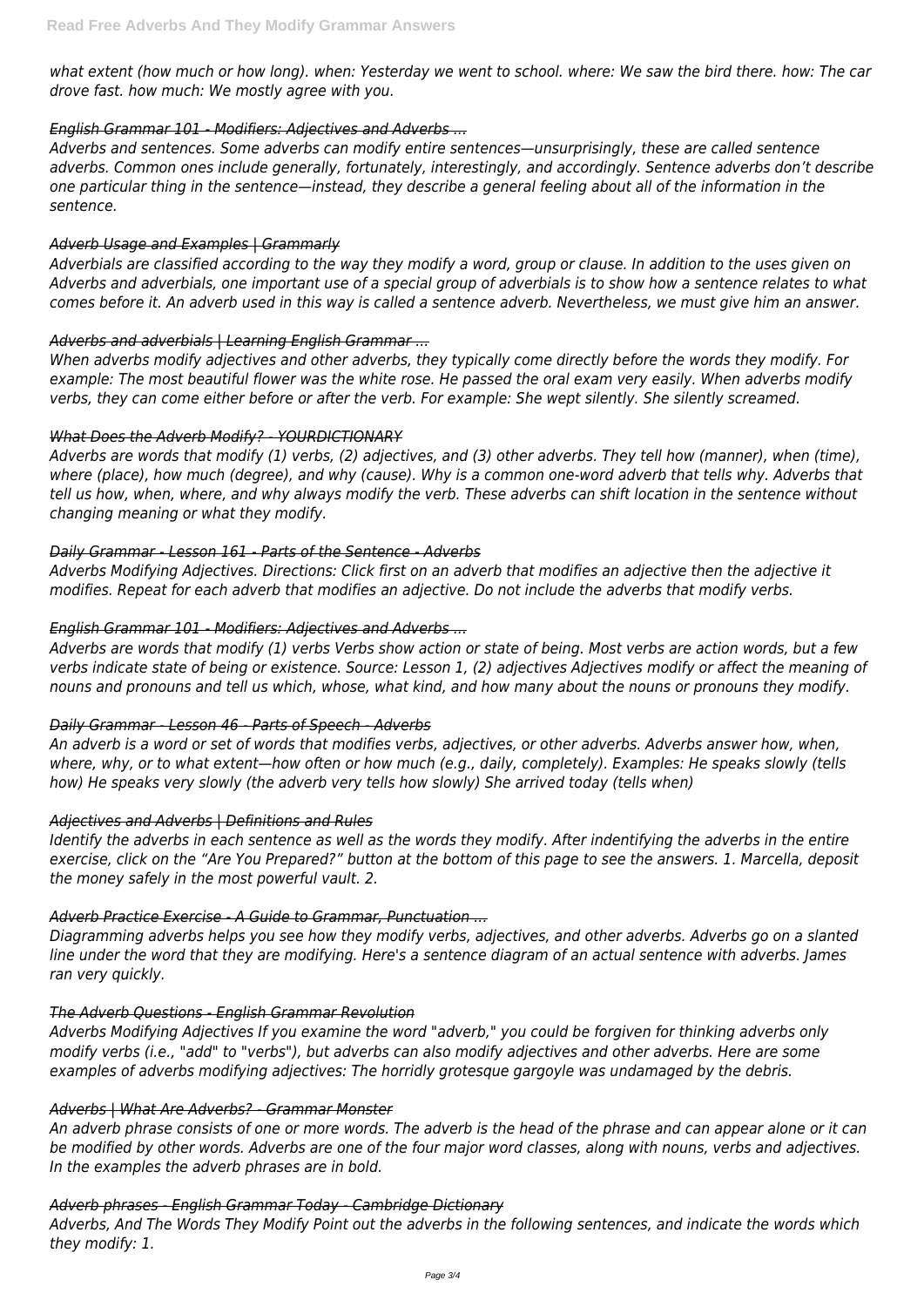*what extent (how much or how long). when: Yesterday we went to school. where: We saw the bird there. how: The car drove fast. how much: We mostly agree with you.*

*English Grammar 101 - Modifiers: Adjectives and Adverbs ...*

*Adverbs and sentences. Some adverbs can modify entire sentences—unsurprisingly, these are called sentence adverbs. Common ones include generally, fortunately, interestingly, and accordingly. Sentence adverbs don't describe one particular thing in the sentence—instead, they describe a general feeling about all of the information in the sentence.*

*Adverb Usage and Examples | Grammarly*

*Adverbials are classified according to the way they modify a word, group or clause. In addition to the uses given on Adverbs and adverbials, one important use of a special group of adverbials is to show how a sentence relates to what comes before it. An adverb used in this way is called a sentence adverb. Nevertheless, we must give him an answer.*

*Adverbs and adverbials | Learning English Grammar ...*

*When adverbs modify adjectives and other adverbs, they typically come directly before the words they modify. For example: The most beautiful flower was the white rose. He passed the oral exam very easily. When adverbs modify verbs, they can come either before or after the verb. For example: She wept silently. She silently screamed.*

*What Does the Adverb Modify? - YOURDICTIONARY*

*Adverbs are words that modify (1) verbs, (2) adjectives, and (3) other adverbs. They tell how (manner), when (time), where (place), how much (degree), and why (cause). Why is a common one-word adverb that tells why. Adverbs that tell us how, when, where, and why always modify the verb. These adverbs can shift location in the sentence without changing meaning or what they modify.*

*Daily Grammar - Lesson 161 - Parts of the Sentence - Adverbs*

*Adverbs Modifying Adjectives. Directions: Click first on an adverb that modifies an adjective then the adjective it modifies. Repeat for each adverb that modifies an adjective. Do not include the adverbs that modify verbs.*

*English Grammar 101 - Modifiers: Adjectives and Adverbs ...*

*Adverbs are words that modify (1) verbs Verbs show action or state of being. Most verbs are action words, but a few verbs indicate state of being or existence. Source: Lesson 1, (2) adjectives Adjectives modify or affect the meaning of nouns and pronouns and tell us which, whose, what kind, and how many about the nouns or pronouns they modify.*

*Daily Grammar - Lesson 46 - Parts of Speech - Adverbs*

*An adverb is a word or set of words that modifies verbs, adjectives, or other adverbs. Adverbs answer how, when, where, why, or to what extent—how often or how much (e.g., daily, completely). Examples: He speaks slowly (tells how) He speaks very slowly (the adverb very tells how slowly) She arrived today (tells when)*

*Adjectives and Adverbs | Definitions and Rules*

*Identify the adverbs in each sentence as well as the words they modify. After indentifying the adverbs in the entire exercise, click on the "Are You Prepared?" button at the bottom of this page to see the answers. 1. Marcella, deposit the money safely in the most powerful vault. 2.*

*Adverb Practice Exercise - A Guide to Grammar, Punctuation ...*

*Diagramming adverbs helps you see how they modify verbs, adjectives, and other adverbs. Adverbs go on a slanted line under the word that they are modifying. Here's a sentence diagram of an actual sentence with adverbs. James ran very quickly.*

*The Adverb Questions - English Grammar Revolution*

*Adverbs Modifying Adjectives If you examine the word "adverb," you could be forgiven for thinking adverbs only modify verbs (i.e., "add" to "verbs"), but adverbs can also modify adjectives and other adverbs. Here are some examples of adverbs modifying adjectives: The horridly grotesque gargoyle was undamaged by the debris.*

*Adverbs | What Are Adverbs? - Grammar Monster*

*An adverb phrase consists of one or more words. The adverb is the head of the phrase and can appear alone or it can be modified by other words. Adverbs are one of the four major word classes, along with nouns, verbs and adjectives. In the examples the adverb phrases are in bold.*

*Adverb phrases - English Grammar Today - Cambridge Dictionary*

*Adverbs, And The Words They Modify Point out the adverbs in the following sentences, and indicate the words which they modify: 1.*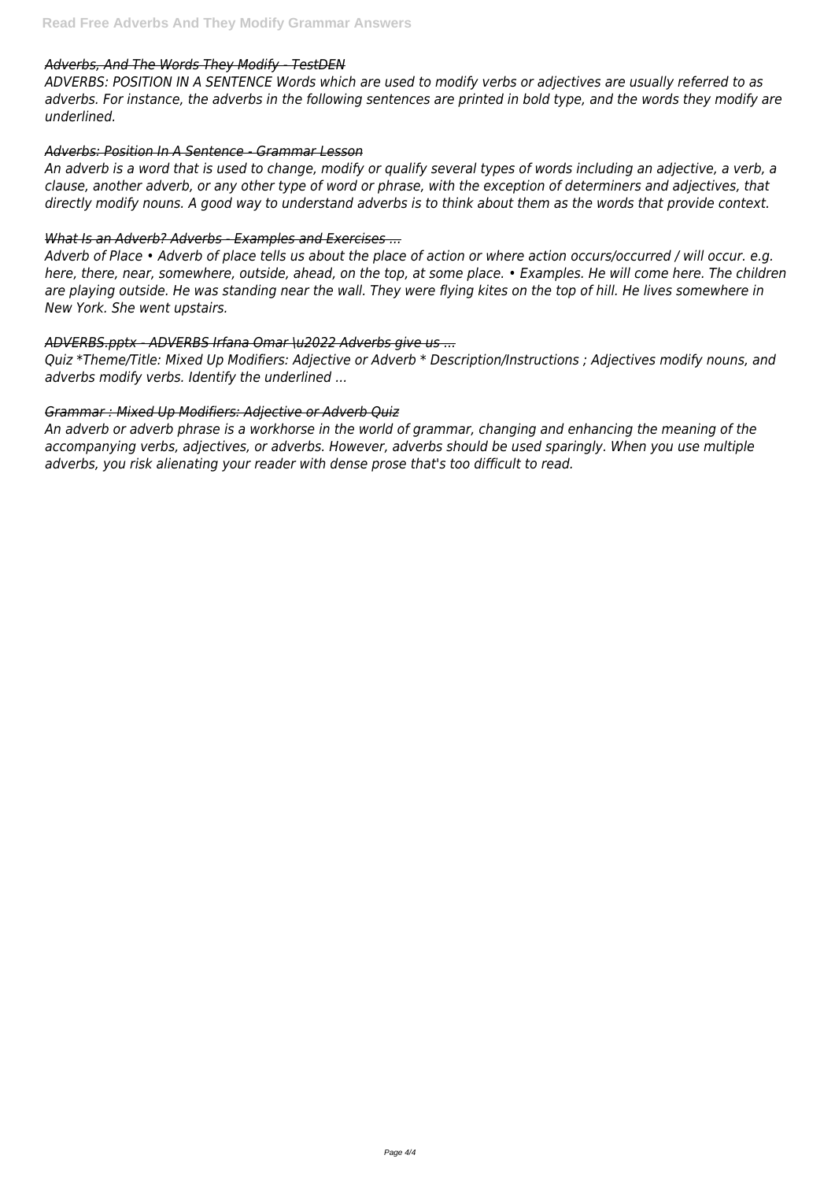*Adverbs, And The Words They Modify - TestDEN*

*ADVERBS: POSITION IN A SENTENCE Words which are used to modify verbs or adjectives are usually referred to as adverbs. For instance, the adverbs in the following sentences are printed in bold type, and the words they modify are underlined.*

*Adverbs: Position In A Sentence - Grammar Lesson*

*An adverb is a word that is used to change, modify or qualify several types of words including an adjective, a verb, a clause, another adverb, or any other type of word or phrase, with the exception of determiners and adjectives, that directly modify nouns. A good way to understand adverbs is to think about them as the words that provide context.*

*What Is an Adverb? Adverbs - Examples and Exercises ...*

*Adverb of Place • Adverb of place tells us about the place of action or where action occurs/occurred / will occur. e.g. here, there, near, somewhere, outside, ahead, on the top, at some place. • Examples. He will come here. The children are playing outside. He was standing near the wall. They were flying kites on the top of hill. He lives somewhere in New York. She went upstairs.*

*ADVERBS.pptx - ADVERBS Irfana Omar \u2022 Adverbs give us ...*

*Quiz *Theme/Title: Mixed Up Modifiers: Adjective or Adverb * Description/Instructions ; Adjectives modify nouns, and adverbs modify verbs. Identify the underlined ...*

*Grammar : Mixed Up Modifiers: Adjective or Adverb Quiz*

*An adverb or adverb phrase is a workhorse in the world of grammar, changing and enhancing the meaning of the accompanying verbs, adjectives, or adverbs. However, adverbs should be used sparingly. When you use multiple adverbs, you risk alienating your reader with dense prose that's too difficult to read.*